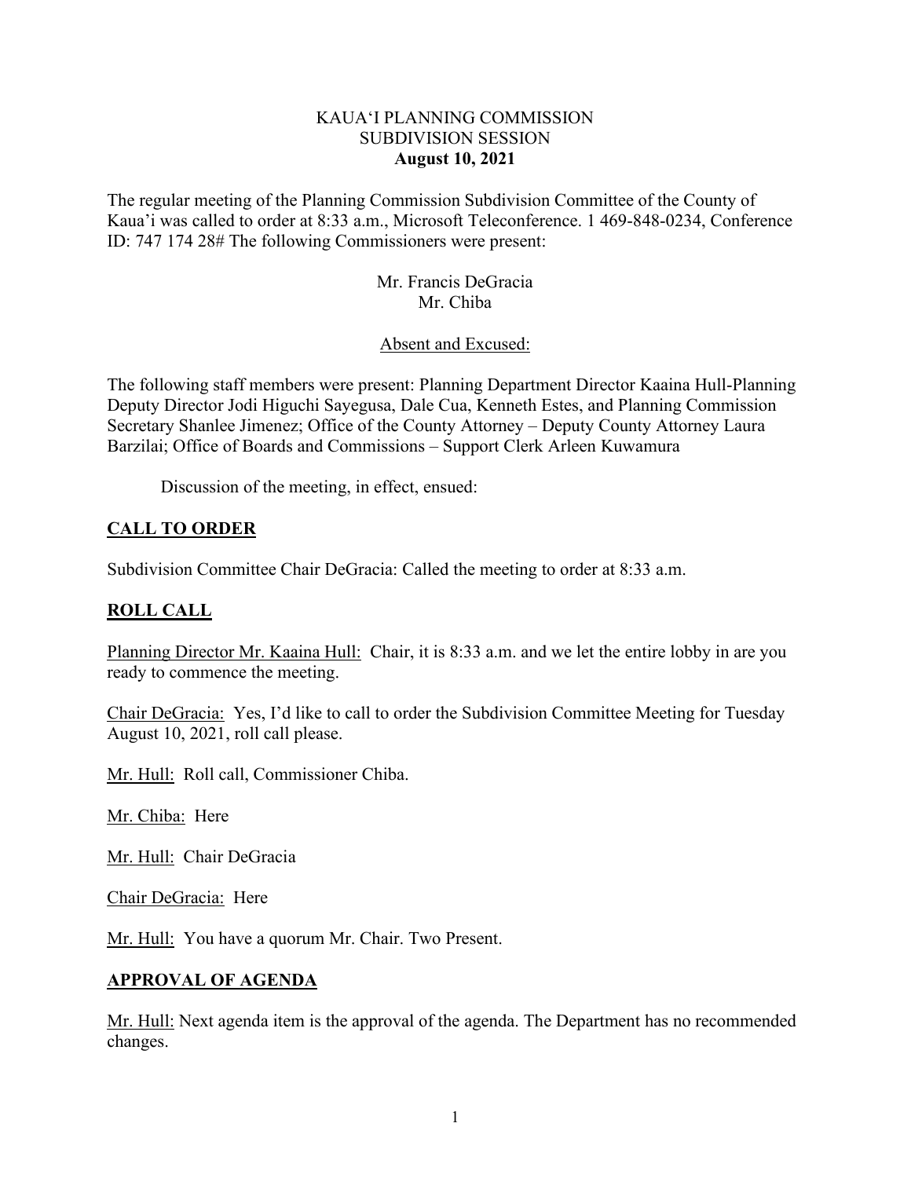KAUAʻI PLANNING COMMISSION
SUBDIVISION SESSION
**August 10, 2021**

The regular meeting of the Planning Commission Subdivision Committee of the County of Kaua'i was called to order at 8:33 a.m., Microsoft Teleconference. 1 469-848-0234, Conference ID: 747 174 28# The following Commissioners were present:

Mr. Francis DeGracia
Mr. Chiba

Absent and Excused:

The following staff members were present: Planning Department Director Kaaina Hull-Planning Deputy Director Jodi Higuchi Sayegusa, Dale Cua, Kenneth Estes, and Planning Commission Secretary Shanlee Jimenez; Office of the County Attorney – Deputy County Attorney Laura Barzilai; Office of Boards and Commissions – Support Clerk Arleen Kuwamura

Discussion of the meeting, in effect, ensued:

## CALL TO ORDER

Subdivision Committee Chair DeGracia: Called the meeting to order at 8:33 a.m.

## ROLL CALL

Planning Director Mr. Kaaina Hull: Chair, it is 8:33 a.m. and we let the entire lobby in are you ready to commence the meeting.

Chair DeGracia: Yes, I'd like to call to order the Subdivision Committee Meeting for Tuesday August 10, 2021, roll call please.

Mr. Hull: Roll call, Commissioner Chiba.

Mr. Chiba: Here

Mr. Hull: Chair DeGracia

Chair DeGracia: Here

Mr. Hull: You have a quorum Mr. Chair. Two Present.

## APPROVAL OF AGENDA

Mr. Hull: Next agenda item is the approval of the agenda. The Department has no recommended changes.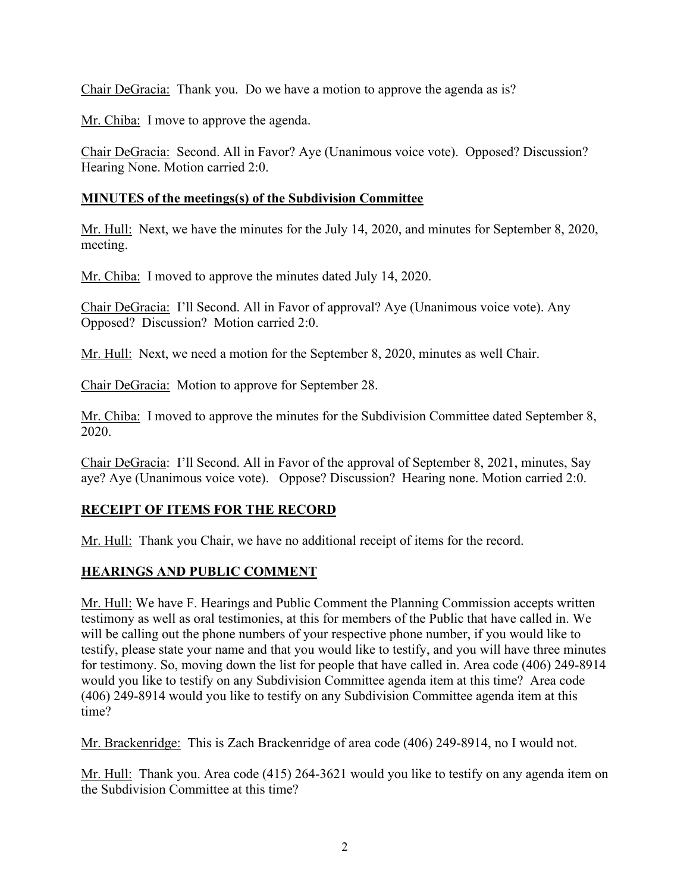Chair DeGracia: Thank you. Do we have a motion to approve the agenda as is?

Mr. Chiba: I move to approve the agenda.

Chair DeGracia: Second. All in Favor? Aye (Unanimous voice vote). Opposed? Discussion? Hearing None. Motion carried 2:0.

## MINUTES of the meetings(s) of the Subdivision Committee

Mr. Hull: Next, we have the minutes for the July 14, 2020, and minutes for September 8, 2020, meeting.

Mr. Chiba: I moved to approve the minutes dated July 14, 2020.

Chair DeGracia: I'll Second. All in Favor of approval? Aye (Unanimous voice vote). Any Opposed? Discussion? Motion carried 2:0.

Mr. Hull: Next, we need a motion for the September 8, 2020, minutes as well Chair.

Chair DeGracia: Motion to approve for September 28.

Mr. Chiba: I moved to approve the minutes for the Subdivision Committee dated September 8, 2020.

Chair DeGracia: I'll Second. All in Favor of the approval of September 8, 2021, minutes, Say aye? Aye (Unanimous voice vote). Oppose? Discussion? Hearing none. Motion carried 2:0.

## RECEIPT OF ITEMS FOR THE RECORD

Mr. Hull: Thank you Chair, we have no additional receipt of items for the record.

## HEARINGS AND PUBLIC COMMENT

Mr. Hull: We have F. Hearings and Public Comment the Planning Commission accepts written testimony as well as oral testimonies, at this for members of the Public that have called in. We will be calling out the phone numbers of your respective phone number, if you would like to testify, please state your name and that you would like to testify, and you will have three minutes for testimony. So, moving down the list for people that have called in. Area code (406) 249-8914 would you like to testify on any Subdivision Committee agenda item at this time? Area code (406) 249-8914 would you like to testify on any Subdivision Committee agenda item at this time?

Mr. Brackenridge: This is Zach Brackenridge of area code (406) 249-8914, no I would not.

Mr. Hull: Thank you. Area code (415) 264-3621 would you like to testify on any agenda item on the Subdivision Committee at this time?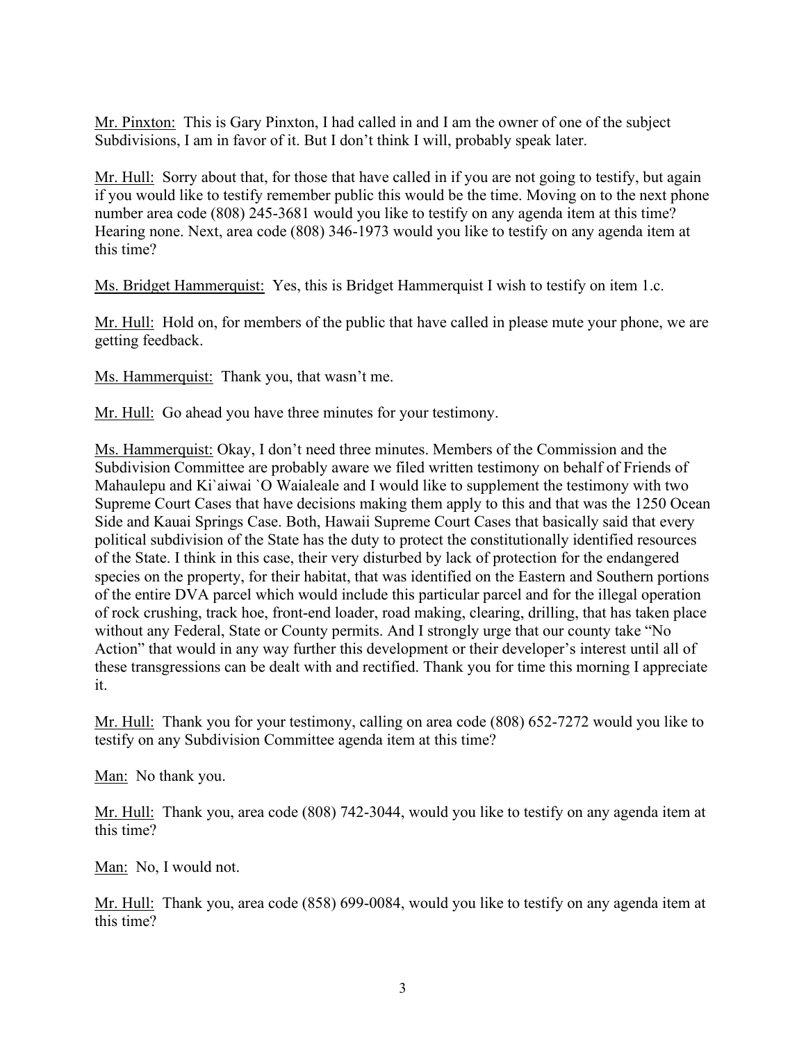Mr. Pinxton: This is Gary Pinxton, I had called in and I am the owner of one of the subject Subdivisions, I am in favor of it. But I don't think I will, probably speak later.

Mr. Hull: Sorry about that, for those that have called in if you are not going to testify, but again if you would like to testify remember public this would be the time. Moving on to the next phone number area code (808) 245-3681 would you like to testify on any agenda item at this time? Hearing none. Next, area code (808) 346-1973 would you like to testify on any agenda item at this time?

Ms. Bridget Hammerquist: Yes, this is Bridget Hammerquist I wish to testify on item 1.c.

Mr. Hull: Hold on, for members of the public that have called in please mute your phone, we are getting feedback.

Ms. Hammerquist: Thank you, that wasn't me.

Mr. Hull: Go ahead you have three minutes for your testimony.

Ms. Hammerquist: Okay, I don't need three minutes. Members of the Commission and the Subdivision Committee are probably aware we filed written testimony on behalf of Friends of Mahaulepu and Ki`aiwai `O Waialeale and I would like to supplement the testimony with two Supreme Court Cases that have decisions making them apply to this and that was the 1250 Ocean Side and Kauai Springs Case. Both, Hawaii Supreme Court Cases that basically said that every political subdivision of the State has the duty to protect the constitutionally identified resources of the State. I think in this case, their very disturbed by lack of protection for the endangered species on the property, for their habitat, that was identified on the Eastern and Southern portions of the entire DVA parcel which would include this particular parcel and for the illegal operation of rock crushing, track hoe, front-end loader, road making, clearing, drilling, that has taken place without any Federal, State or County permits. And I strongly urge that our county take "No Action" that would in any way further this development or their developer's interest until all of these transgressions can be dealt with and rectified. Thank you for time this morning I appreciate it.

Mr. Hull: Thank you for your testimony, calling on area code (808) 652-7272 would you like to testify on any Subdivision Committee agenda item at this time?

Man: No thank you.

Mr. Hull: Thank you, area code (808) 742-3044, would you like to testify on any agenda item at this time?

Man: No, I would not.

Mr. Hull: Thank you, area code (858) 699-0084, would you like to testify on any agenda item at this time?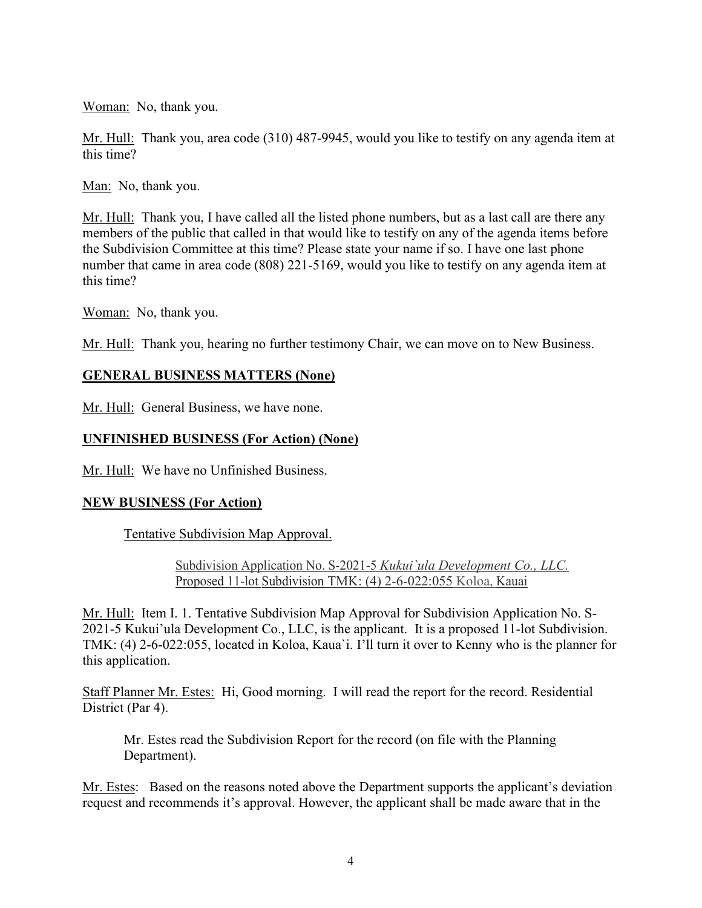Woman: No, thank you.

Mr. Hull: Thank you, area code (310) 487-9945, would you like to testify on any agenda item at this time?

Man: No, thank you.

Mr. Hull: Thank you, I have called all the listed phone numbers, but as a last call are there any members of the public that called in that would like to testify on any of the agenda items before the Subdivision Committee at this time? Please state your name if so. I have one last phone number that came in area code (808) 221-5169, would you like to testify on any agenda item at this time?

Woman: No, thank you.

Mr. Hull: Thank you, hearing no further testimony Chair, we can move on to New Business.

**GENERAL BUSINESS MATTERS (None)**

Mr. Hull: General Business, we have none.

**UNFINISHED BUSINESS (For Action) (None)**

Mr. Hull: We have no Unfinished Business.

**NEW BUSINESS (For Action)**

Tentative Subdivision Map Approval.

Subdivision Application No. S-2021-5 *Kukui`ula Development Co., LLC.*
Proposed 11-lot Subdivision TMK: (4) 2-6-022:055 Koloa, Kauai

Mr. Hull: Item I. 1. Tentative Subdivision Map Approval for Subdivision Application No. S-2021-5 Kukui'ula Development Co., LLC, is the applicant. It is a proposed 11-lot Subdivision. TMK: (4) 2-6-022:055, located in Koloa, Kaua`i. I'll turn it over to Kenny who is the planner for this application.

Staff Planner Mr. Estes: Hi, Good morning. I will read the report for the record. Residential District (Par 4).

Mr. Estes read the Subdivision Report for the record (on file with the Planning Department).

Mr. Estes: Based on the reasons noted above the Department supports the applicant's deviation request and recommends it's approval. However, the applicant shall be made aware that in the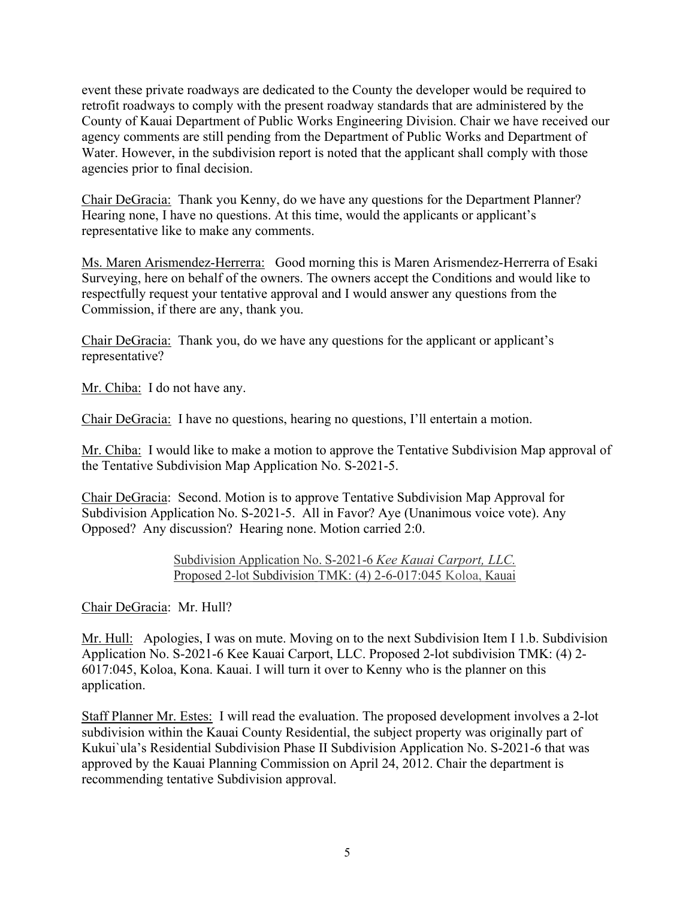event these private roadways are dedicated to the County the developer would be required to retrofit roadways to comply with the present roadway standards that are administered by the County of Kauai Department of Public Works Engineering Division. Chair we have received our agency comments are still pending from the Department of Public Works and Department of Water. However, in the subdivision report is noted that the applicant shall comply with those agencies prior to final decision.

Chair DeGracia: Thank you Kenny, do we have any questions for the Department Planner? Hearing none, I have no questions. At this time, would the applicants or applicant's representative like to make any comments.

Ms. Maren Arismendez-Herrerra: Good morning this is Maren Arismendez-Herrerra of Esaki Surveying, here on behalf of the owners. The owners accept the Conditions and would like to respectfully request your tentative approval and I would answer any questions from the Commission, if there are any, thank you.

Chair DeGracia: Thank you, do we have any questions for the applicant or applicant's representative?

Mr. Chiba: I do not have any.

Chair DeGracia: I have no questions, hearing no questions, I'll entertain a motion.

Mr. Chiba: I would like to make a motion to approve the Tentative Subdivision Map approval of the Tentative Subdivision Map Application No. S-2021-5.

Chair DeGracia: Second. Motion is to approve Tentative Subdivision Map Approval for Subdivision Application No. S-2021-5. All in Favor? Aye (Unanimous voice vote). Any Opposed? Any discussion? Hearing none. Motion carried 2:0.

Subdivision Application No. S-2021-6 *Kee Kauai Carport, LLC.*
Proposed 2-lot Subdivision TMK: (4) 2-6-017:045 Koloa, Kauai

Chair DeGracia: Mr. Hull?

Mr. Hull: Apologies, I was on mute. Moving on to the next Subdivision Item I 1.b. Subdivision Application No. S-2021-6 Kee Kauai Carport, LLC. Proposed 2-lot subdivision TMK: (4) 2-6017:045, Koloa, Kona. Kauai. I will turn it over to Kenny who is the planner on this application.

Staff Planner Mr. Estes: I will read the evaluation. The proposed development involves a 2-lot subdivision within the Kauai County Residential, the subject property was originally part of Kukui`ula's Residential Subdivision Phase II Subdivision Application No. S-2021-6 that was approved by the Kauai Planning Commission on April 24, 2012. Chair the department is recommending tentative Subdivision approval.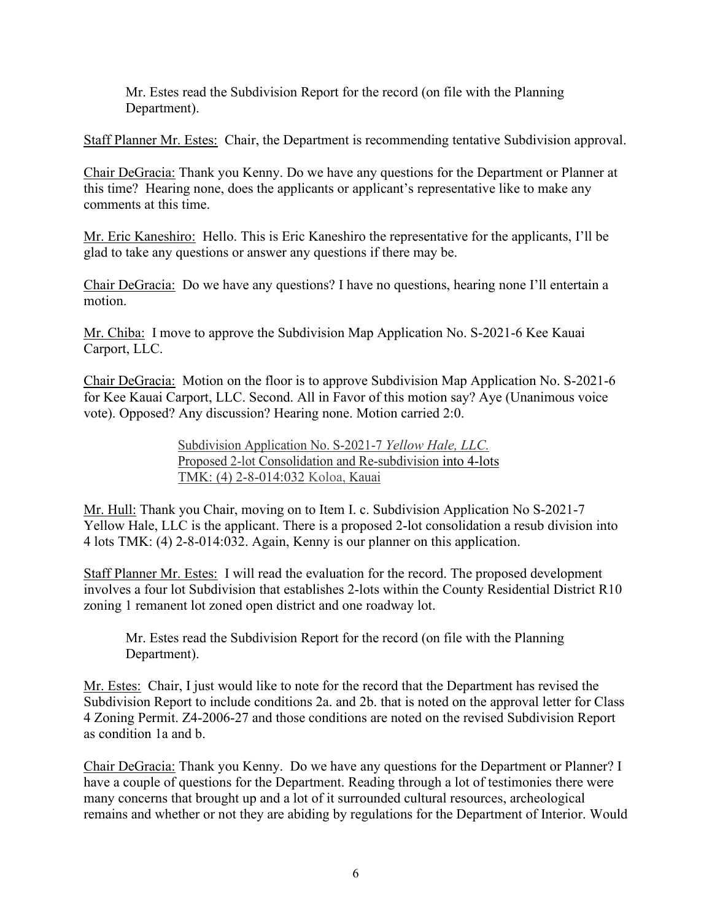Mr. Estes read the Subdivision Report for the record (on file with the Planning Department).

Staff Planner Mr. Estes: Chair, the Department is recommending tentative Subdivision approval.

Chair DeGracia: Thank you Kenny. Do we have any questions for the Department or Planner at this time? Hearing none, does the applicants or applicant's representative like to make any comments at this time.

Mr. Eric Kaneshiro: Hello. This is Eric Kaneshiro the representative for the applicants, I'll be glad to take any questions or answer any questions if there may be.

Chair DeGracia: Do we have any questions? I have no questions, hearing none I'll entertain a motion.

Mr. Chiba: I move to approve the Subdivision Map Application No. S-2021-6 Kee Kauai Carport, LLC.

Chair DeGracia: Motion on the floor is to approve Subdivision Map Application No. S-2021-6 for Kee Kauai Carport, LLC. Second. All in Favor of this motion say? Aye (Unanimous voice vote). Opposed? Any discussion? Hearing none. Motion carried 2:0.

Subdivision Application No. S-2021-7 *Yellow Hale, LLC.*
Proposed 2-lot Consolidation and Re-subdivision into 4-lots
TMK: (4) 2-8-014:032 Koloa, Kauai

Mr. Hull: Thank you Chair, moving on to Item I. c. Subdivision Application No S-2021-7 Yellow Hale, LLC is the applicant. There is a proposed 2-lot consolidation a resub division into 4 lots TMK: (4) 2-8-014:032. Again, Kenny is our planner on this application.

Staff Planner Mr. Estes: I will read the evaluation for the record. The proposed development involves a four lot Subdivision that establishes 2-lots within the County Residential District R10 zoning 1 remanent lot zoned open district and one roadway lot.

Mr. Estes read the Subdivision Report for the record (on file with the Planning Department).

Mr. Estes: Chair, I just would like to note for the record that the Department has revised the Subdivision Report to include conditions 2a. and 2b. that is noted on the approval letter for Class 4 Zoning Permit. Z4-2006-27 and those conditions are noted on the revised Subdivision Report as condition 1a and b.

Chair DeGracia: Thank you Kenny. Do we have any questions for the Department or Planner? I have a couple of questions for the Department. Reading through a lot of testimonies there were many concerns that brought up and a lot of it surrounded cultural resources, archeological remains and whether or not they are abiding by regulations for the Department of Interior. Would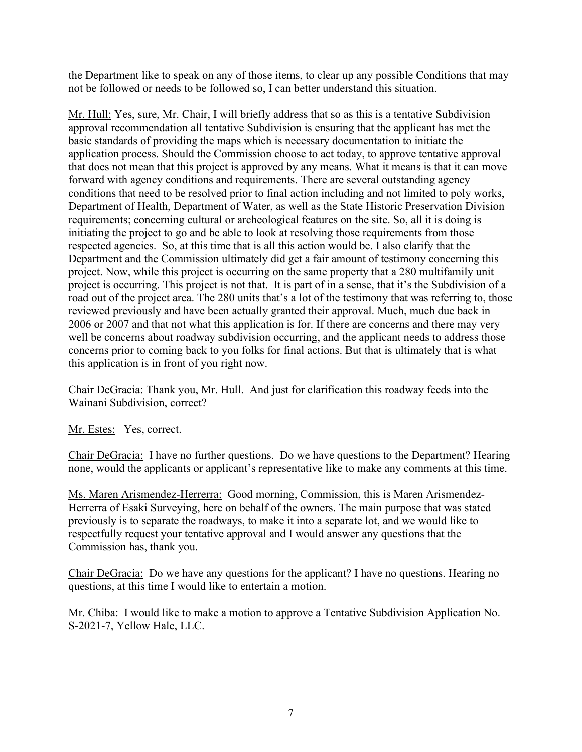the Department like to speak on any of those items, to clear up any possible Conditions that may not be followed or needs to be followed so, I can better understand this situation.

Mr. Hull: Yes, sure, Mr. Chair, I will briefly address that so as this is a tentative Subdivision approval recommendation all tentative Subdivision is ensuring that the applicant has met the basic standards of providing the maps which is necessary documentation to initiate the application process. Should the Commission choose to act today, to approve tentative approval that does not mean that this project is approved by any means. What it means is that it can move forward with agency conditions and requirements. There are several outstanding agency conditions that need to be resolved prior to final action including and not limited to poly works, Department of Health, Department of Water, as well as the State Historic Preservation Division requirements; concerning cultural or archeological features on the site. So, all it is doing is initiating the project to go and be able to look at resolving those requirements from those respected agencies. So, at this time that is all this action would be. I also clarify that the Department and the Commission ultimately did get a fair amount of testimony concerning this project. Now, while this project is occurring on the same property that a 280 multifamily unit project is occurring. This project is not that. It is part of in a sense, that it's the Subdivision of a road out of the project area. The 280 units that's a lot of the testimony that was referring to, those reviewed previously and have been actually granted their approval. Much, much due back in 2006 or 2007 and that not what this application is for. If there are concerns and there may very well be concerns about roadway subdivision occurring, and the applicant needs to address those concerns prior to coming back to you folks for final actions. But that is ultimately that is what this application is in front of you right now.

Chair DeGracia: Thank you, Mr. Hull. And just for clarification this roadway feeds into the Wainani Subdivision, correct?

Mr. Estes: Yes, correct.

Chair DeGracia: I have no further questions. Do we have questions to the Department? Hearing none, would the applicants or applicant's representative like to make any comments at this time.

Ms. Maren Arismendez-Herrerra: Good morning, Commission, this is Maren Arismendez-Herrerra of Esaki Surveying, here on behalf of the owners. The main purpose that was stated previously is to separate the roadways, to make it into a separate lot, and we would like to respectfully request your tentative approval and I would answer any questions that the Commission has, thank you.

Chair DeGracia: Do we have any questions for the applicant? I have no questions. Hearing no questions, at this time I would like to entertain a motion.

Mr. Chiba: I would like to make a motion to approve a Tentative Subdivision Application No. S-2021-7, Yellow Hale, LLC.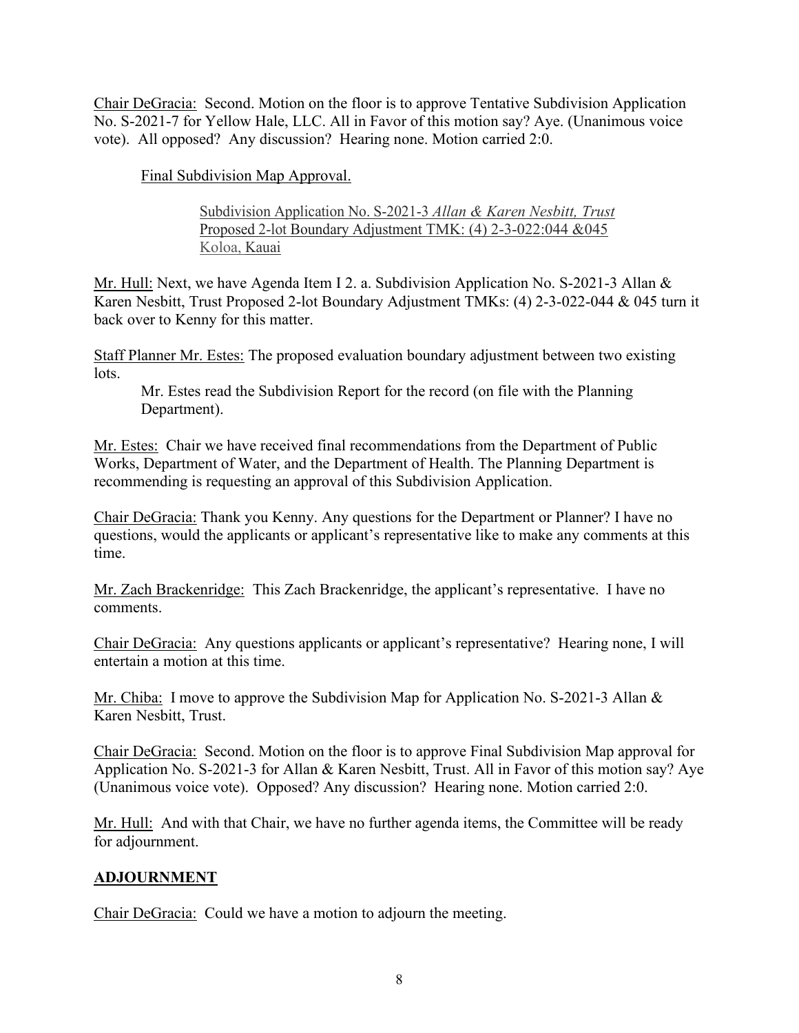Chair DeGracia: Second. Motion on the floor is to approve Tentative Subdivision Application No. S-2021-7 for Yellow Hale, LLC. All in Favor of this motion say? Aye. (Unanimous voice vote). All opposed? Any discussion? Hearing none. Motion carried 2:0.

Final Subdivision Map Approval.

Subdivision Application No. S-2021-3 *Allan & Karen Nesbitt, Trust*
Proposed 2-lot Boundary Adjustment TMK: (4) 2-3-022:044 &045
Koloa, Kauai

Mr. Hull: Next, we have Agenda Item I 2. a. Subdivision Application No. S-2021-3 Allan & Karen Nesbitt, Trust Proposed 2-lot Boundary Adjustment TMKs: (4) 2-3-022-044 & 045 turn it back over to Kenny for this matter.

Staff Planner Mr. Estes: The proposed evaluation boundary adjustment between two existing lots.

Mr. Estes read the Subdivision Report for the record (on file with the Planning Department).

Mr. Estes: Chair we have received final recommendations from the Department of Public Works, Department of Water, and the Department of Health. The Planning Department is recommending is requesting an approval of this Subdivision Application.

Chair DeGracia: Thank you Kenny. Any questions for the Department or Planner? I have no questions, would the applicants or applicant's representative like to make any comments at this time.

Mr. Zach Brackenridge: This Zach Brackenridge, the applicant's representative. I have no comments.

Chair DeGracia: Any questions applicants or applicant's representative? Hearing none, I will entertain a motion at this time.

Mr. Chiba: I move to approve the Subdivision Map for Application No. S-2021-3 Allan & Karen Nesbitt, Trust.

Chair DeGracia: Second. Motion on the floor is to approve Final Subdivision Map approval for Application No. S-2021-3 for Allan & Karen Nesbitt, Trust. All in Favor of this motion say? Aye (Unanimous voice vote). Opposed? Any discussion? Hearing none. Motion carried 2:0.

Mr. Hull: And with that Chair, we have no further agenda items, the Committee will be ready for adjournment.

## ADJOURNMENT

Chair DeGracia: Could we have a motion to adjourn the meeting.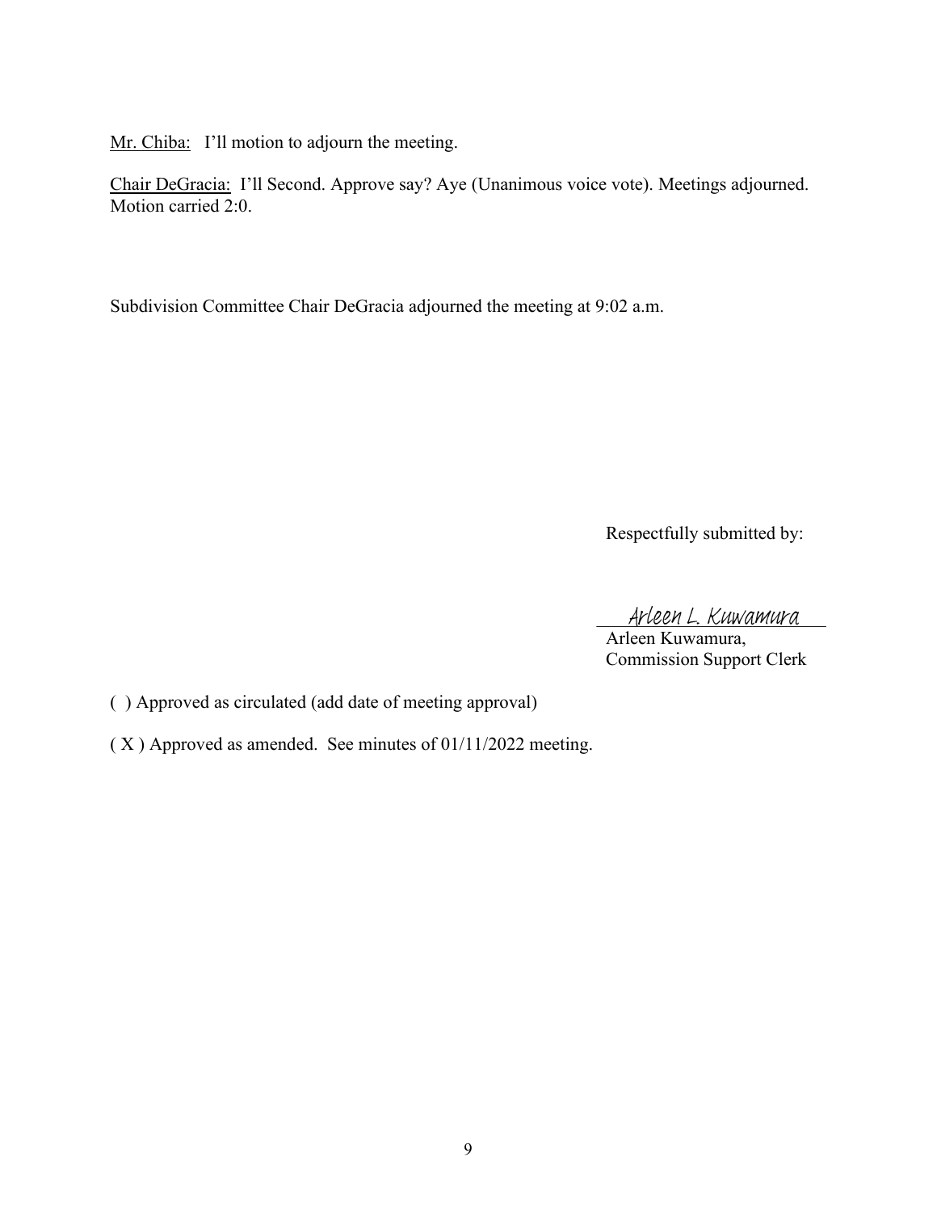Mr. Chiba: I'll motion to adjourn the meeting.

Chair DeGracia: I'll Second. Approve say? Aye (Unanimous voice vote). Meetings adjourned. Motion carried 2:0.

Subdivision Committee Chair DeGracia adjourned the meeting at 9:02 a.m.

Respectfully submitted by:

*Arleen L. Kuwamura*
Arleen Kuwamura,
Commission Support Clerk

( ) Approved as circulated (add date of meeting approval)

( X ) Approved as amended. See minutes of 01/11/2022 meeting.